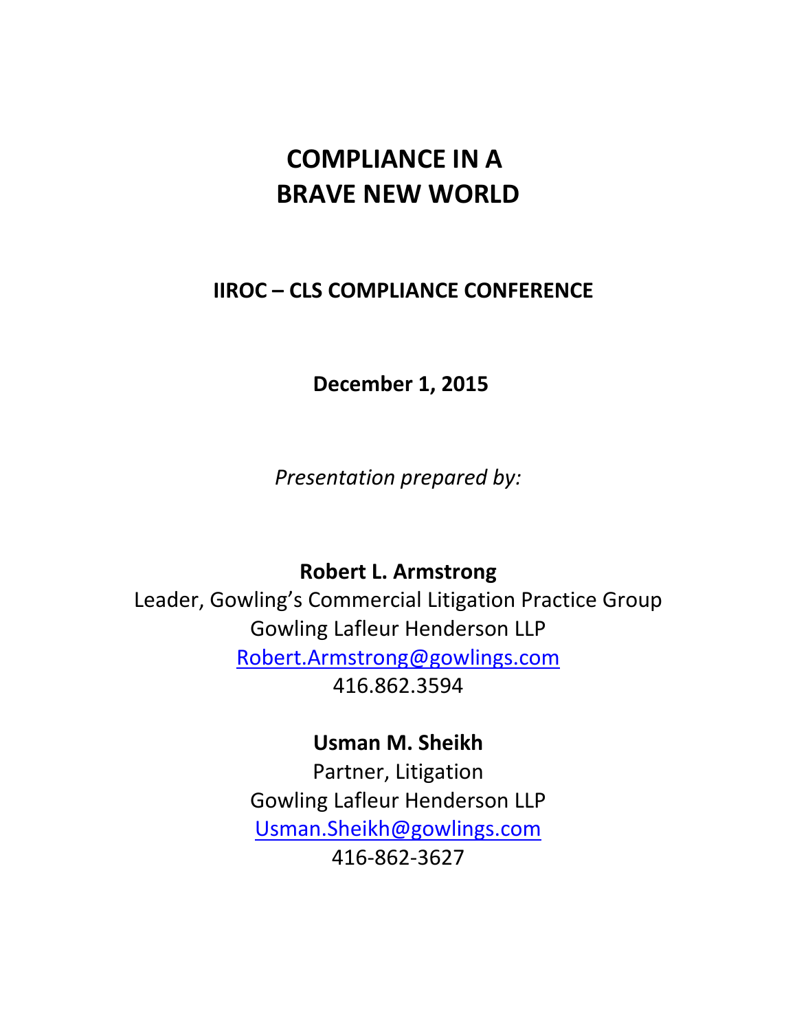# COMPLIANCE IN A BRAVE NEW WORLD

## IIROC – CLS COMPLIANCE CONFERENCE

**December 1, 2015**

*Presentation prepared by:*

**Robert L. Armstrong**
Leader, Gowling's Commercial Litigation Practice Group
Gowling Lafleur Henderson LLP
Robert.Armstrong@gowlings.com
416.862.3594

**Usman M. Sheikh**
Partner, Litigation
Gowling Lafleur Henderson LLP
Usman.Sheikh@gowlings.com
416-862-3627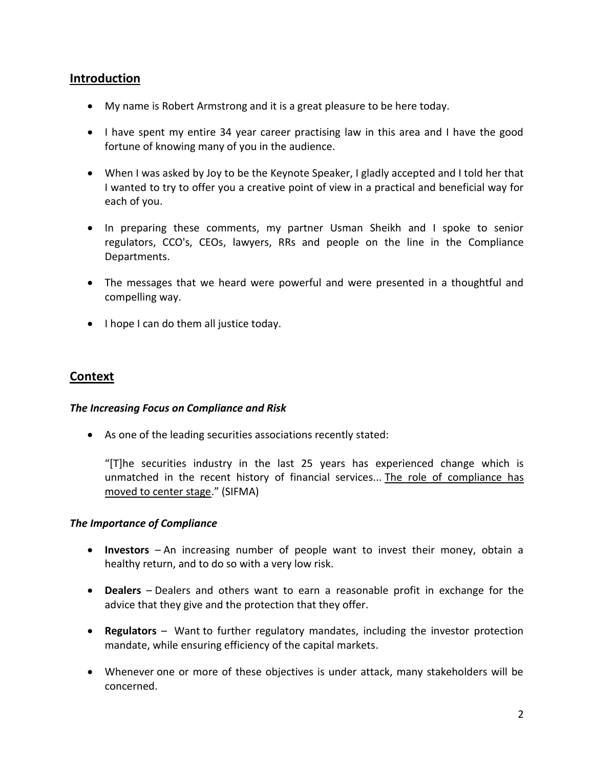## Introduction

- My name is Robert Armstrong and it is a great pleasure to be here today.
- I have spent my entire 34 year career practising law in this area and I have the good fortune of knowing many of you in the audience.
- When I was asked by Joy to be the Keynote Speaker, I gladly accepted and I told her that I wanted to try to offer you a creative point of view in a practical and beneficial way for each of you.
- In preparing these comments, my partner Usman Sheikh and I spoke to senior regulators, CCO's, CEOs, lawyers, RRs and people on the line in the Compliance Departments.
- The messages that we heard were powerful and were presented in a thoughtful and compelling way.
- I hope I can do them all justice today.

## Context

***The Increasing Focus on Compliance and Risk***

- As one of the leading securities associations recently stated:

  "[T]he securities industry in the last 25 years has experienced change which is unmatched in the recent history of financial services... <u>The role of compliance has moved to center stage</u>." (SIFMA)

***The Importance of Compliance***

- **Investors** – An increasing number of people want to invest their money, obtain a healthy return, and to do so with a very low risk.
- **Dealers** – Dealers and others want to earn a reasonable profit in exchange for the advice that they give and the protection that they offer.
- **Regulators** – Want to further regulatory mandates, including the investor protection mandate, while ensuring efficiency of the capital markets.
- Whenever one or more of these objectives is under attack, many stakeholders will be concerned.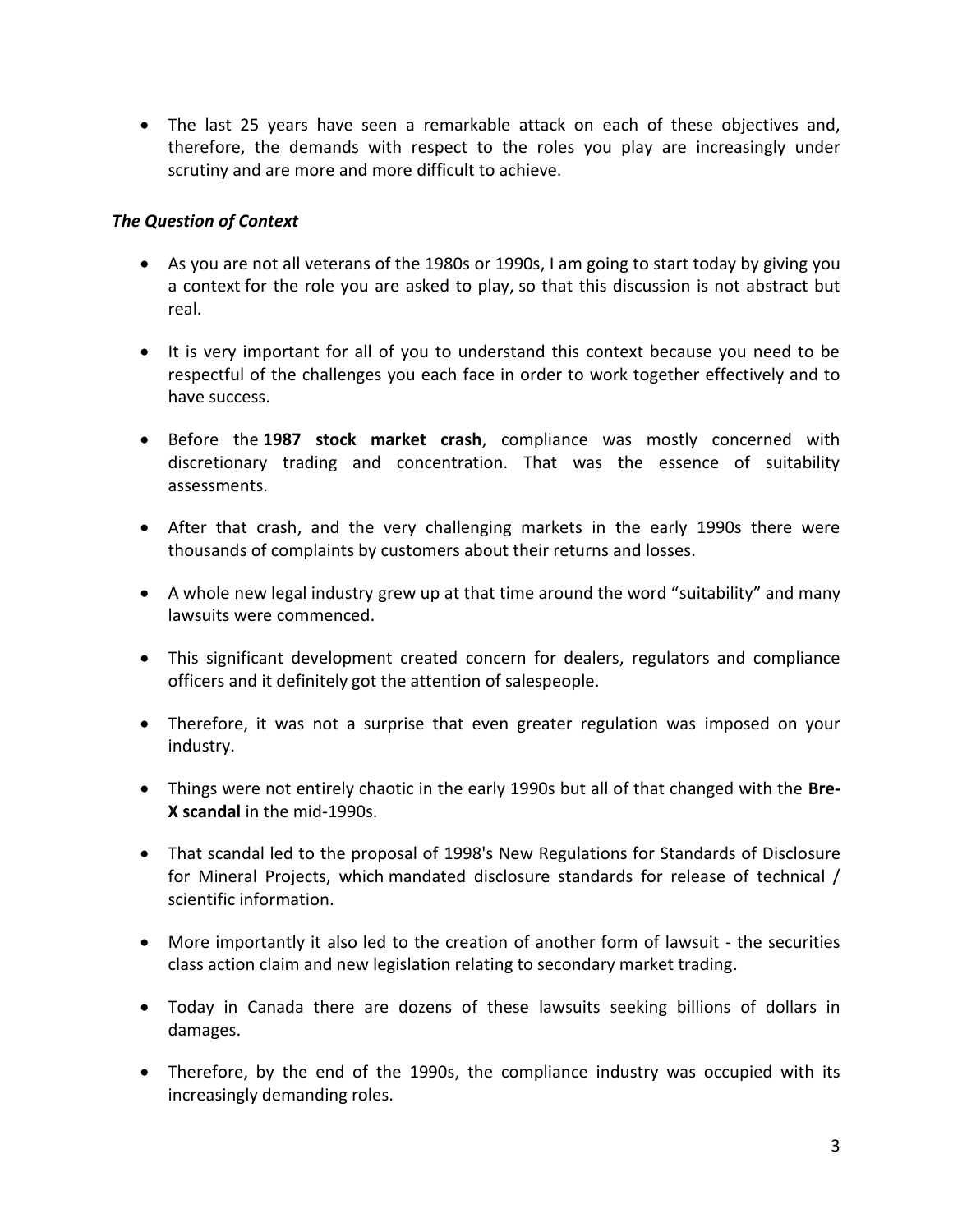- The last 25 years have seen a remarkable attack on each of these objectives and, therefore, the demands with respect to the roles you play are increasingly under scrutiny and are more and more difficult to achieve.

***The Question of Context***

- As you are not all veterans of the 1980s or 1990s, I am going to start today by giving you a context for the role you are asked to play, so that this discussion is not abstract but real.

- It is very important for all of you to understand this context because you need to be respectful of the challenges you each face in order to work together effectively and to have success.

- Before the **1987 stock market crash**, compliance was mostly concerned with discretionary trading and concentration. That was the essence of suitability assessments.

- After that crash, and the very challenging markets in the early 1990s there were thousands of complaints by customers about their returns and losses.

- A whole new legal industry grew up at that time around the word "suitability" and many lawsuits were commenced.

- This significant development created concern for dealers, regulators and compliance officers and it definitely got the attention of salespeople.

- Therefore, it was not a surprise that even greater regulation was imposed on your industry.

- Things were not entirely chaotic in the early 1990s but all of that changed with the **Bre-X scandal** in the mid-1990s.

- That scandal led to the proposal of 1998's New Regulations for Standards of Disclosure for Mineral Projects, which mandated disclosure standards for release of technical / scientific information.

- More importantly it also led to the creation of another form of lawsuit - the securities class action claim and new legislation relating to secondary market trading.

- Today in Canada there are dozens of these lawsuits seeking billions of dollars in damages.

- Therefore, by the end of the 1990s, the compliance industry was occupied with its increasingly demanding roles.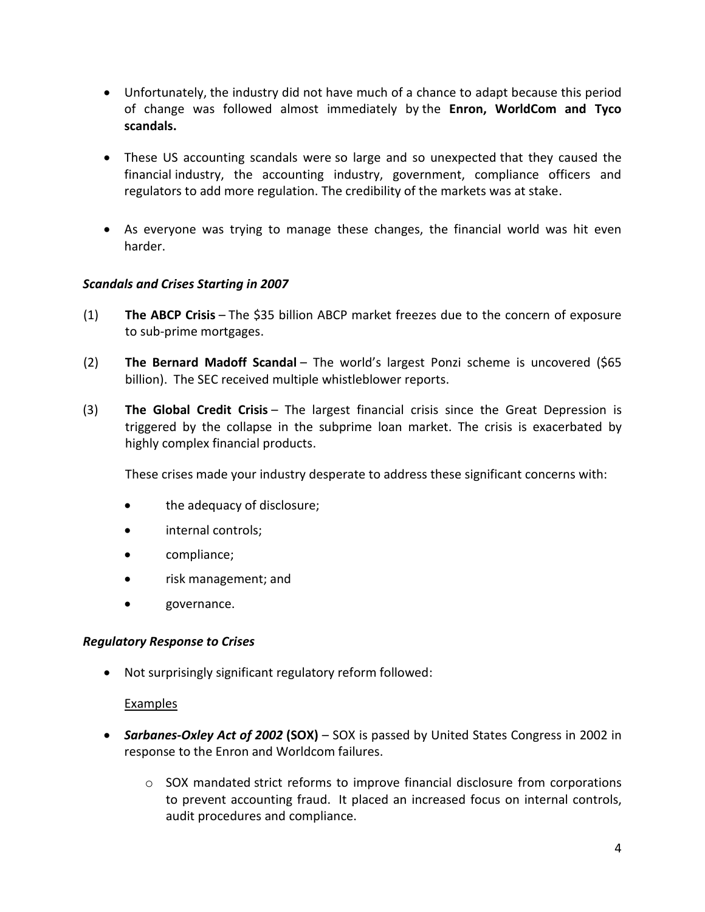- Unfortunately, the industry did not have much of a chance to adapt because this period of change was followed almost immediately by the **Enron, WorldCom and Tyco scandals.**

- These US accounting scandals were so large and so unexpected that they caused the financial industry, the accounting industry, government, compliance officers and regulators to add more regulation. The credibility of the markets was at stake.

- As everyone was trying to manage these changes, the financial world was hit even harder.

***Scandals and Crises Starting in 2007***

(1) **The ABCP Crisis** – The $35 billion ABCP market freezes due to the concern of exposure to sub-prime mortgages.

(2) **The Bernard Madoff Scandal** – The world's largest Ponzi scheme is uncovered ($65 billion). The SEC received multiple whistleblower reports.

(3) **The Global Credit Crisis** – The largest financial crisis since the Great Depression is triggered by the collapse in the subprime loan market. The crisis is exacerbated by highly complex financial products.

These crises made your industry desperate to address these significant concerns with:

- the adequacy of disclosure;
- internal controls;
- compliance;
- risk management; and
- governance.

***Regulatory Response to Crises***

- Not surprisingly significant regulatory reform followed:

  Examples

- ***Sarbanes-Oxley Act of 2002* (SOX)** – SOX is passed by United States Congress in 2002 in response to the Enron and Worldcom failures.

  - SOX mandated strict reforms to improve financial disclosure from corporations to prevent accounting fraud. It placed an increased focus on internal controls, audit procedures and compliance.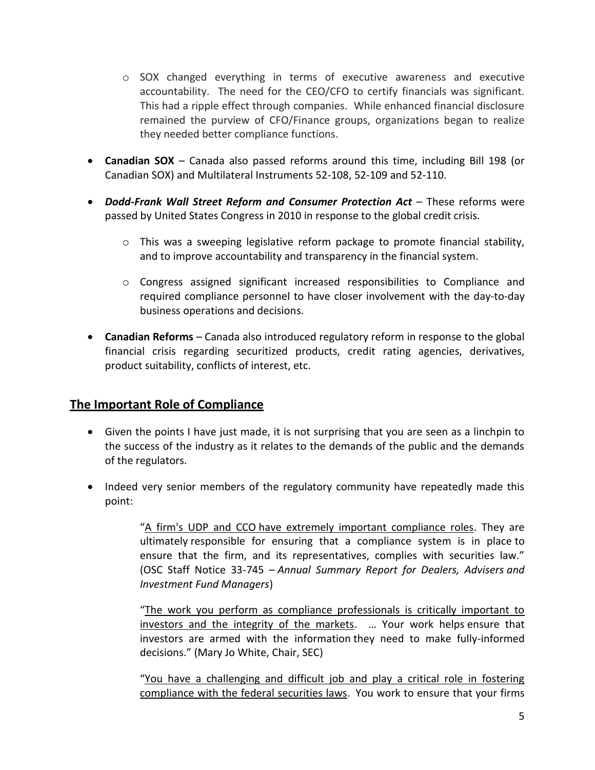- SOX changed everything in terms of executive awareness and executive accountability. The need for the CEO/CFO to certify financials was significant. This had a ripple effect through companies. While enhanced financial disclosure remained the purview of CFO/Finance groups, organizations began to realize they needed better compliance functions.

- **Canadian SOX** – Canada also passed reforms around this time, including Bill 198 (or Canadian SOX) and Multilateral Instruments 52-108, 52-109 and 52-110.

- ***Dodd-Frank Wall Street Reform and Consumer Protection Act*** – These reforms were passed by United States Congress in 2010 in response to the global credit crisis.

  - This was a sweeping legislative reform package to promote financial stability, and to improve accountability and transparency in the financial system.

  - Congress assigned significant increased responsibilities to Compliance and required compliance personnel to have closer involvement with the day-to-day business operations and decisions.

- **Canadian Reforms** – Canada also introduced regulatory reform in response to the global financial crisis regarding securitized products, credit rating agencies, derivatives, product suitability, conflicts of interest, etc.

## The Important Role of Compliance

- Given the points I have just made, it is not surprising that you are seen as a linchpin to the success of the industry as it relates to the demands of the public and the demands of the regulators.

- Indeed very senior members of the regulatory community have repeatedly made this point:

  > "A firm's UDP and CCO have extremely important compliance roles. They are ultimately responsible for ensuring that a compliance system is in place to ensure that the firm, and its representatives, complies with securities law." (OSC Staff Notice 33-745 – *Annual Summary Report for Dealers, Advisers and Investment Fund Managers*)
  >
  > "The work you perform as compliance professionals is critically important to investors and the integrity of the markets. … Your work helps ensure that investors are armed with the information they need to make fully-informed decisions." (Mary Jo White, Chair, SEC)
  >
  > "You have a challenging and difficult job and play a critical role in fostering compliance with the federal securities laws. You work to ensure that your firms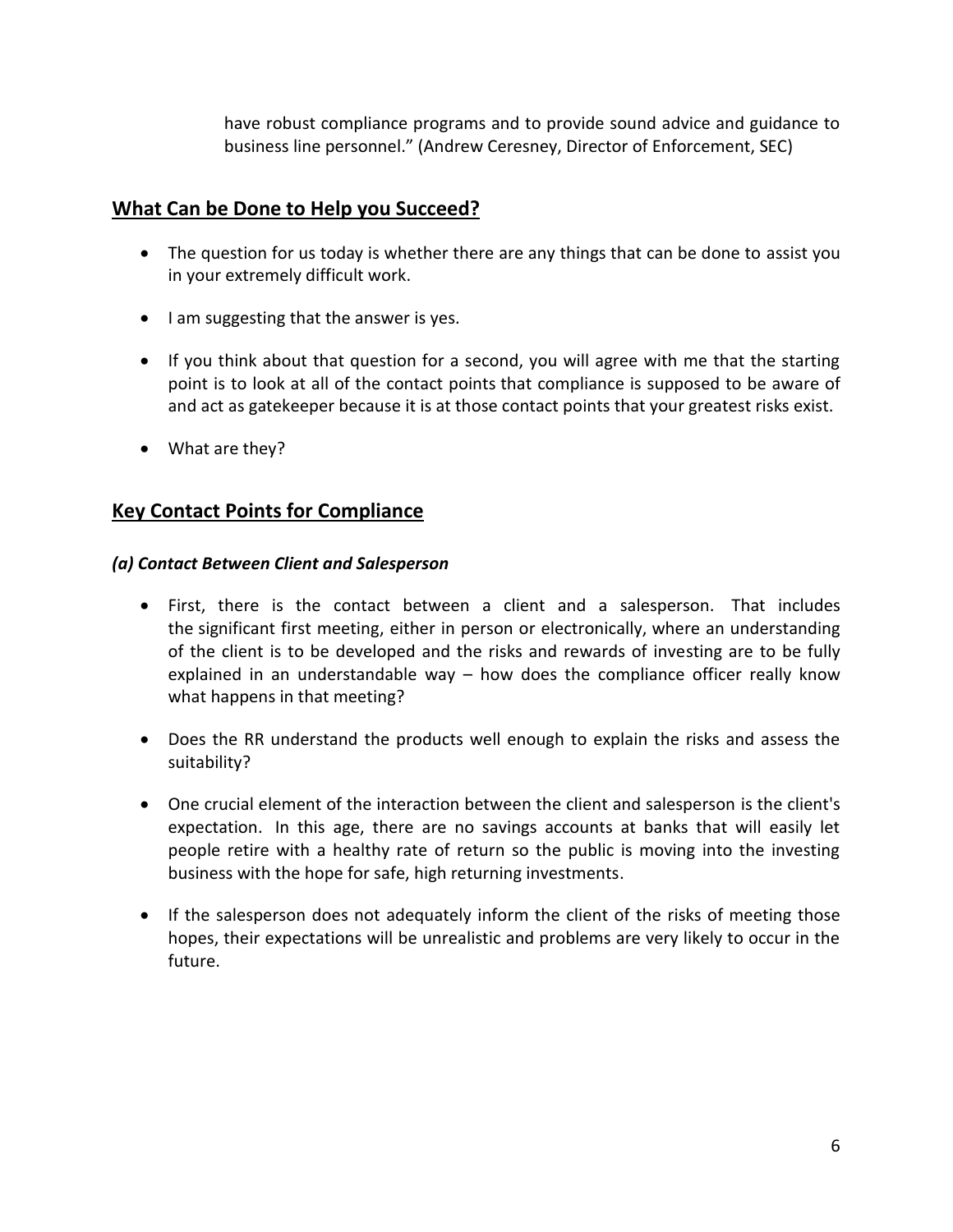have robust compliance programs and to provide sound advice and guidance to business line personnel." (Andrew Ceresney, Director of Enforcement, SEC)

## What Can be Done to Help you Succeed?

- The question for us today is whether there are any things that can be done to assist you in your extremely difficult work.
- I am suggesting that the answer is yes.
- If you think about that question for a second, you will agree with me that the starting point is to look at all of the contact points that compliance is supposed to be aware of and act as gatekeeper because it is at those contact points that your greatest risks exist.
- What are they?

## Key Contact Points for Compliance

### *(a) Contact Between Client and Salesperson*

- First, there is the contact between a client and a salesperson. That includes the significant first meeting, either in person or electronically, where an understanding of the client is to be developed and the risks and rewards of investing are to be fully explained in an understandable way – how does the compliance officer really know what happens in that meeting?
- Does the RR understand the products well enough to explain the risks and assess the suitability?
- One crucial element of the interaction between the client and salesperson is the client's expectation. In this age, there are no savings accounts at banks that will easily let people retire with a healthy rate of return so the public is moving into the investing business with the hope for safe, high returning investments.
- If the salesperson does not adequately inform the client of the risks of meeting those hopes, their expectations will be unrealistic and problems are very likely to occur in the future.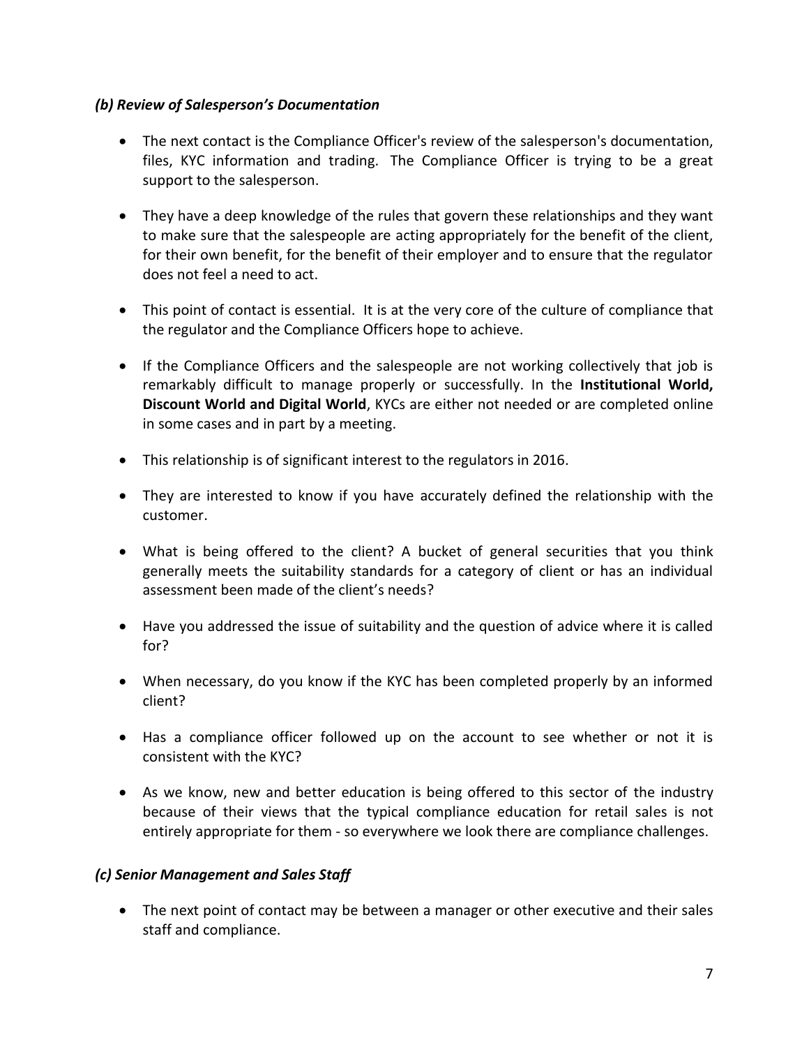### *(b) Review of Salesperson's Documentation*

- The next contact is the Compliance Officer's review of the salesperson's documentation, files, KYC information and trading. The Compliance Officer is trying to be a great support to the salesperson.

- They have a deep knowledge of the rules that govern these relationships and they want to make sure that the salespeople are acting appropriately for the benefit of the client, for their own benefit, for the benefit of their employer and to ensure that the regulator does not feel a need to act.

- This point of contact is essential. It is at the very core of the culture of compliance that the regulator and the Compliance Officers hope to achieve.

- If the Compliance Officers and the salespeople are not working collectively that job is remarkably difficult to manage properly or successfully. In the **Institutional World, Discount World and Digital World**, KYCs are either not needed or are completed online in some cases and in part by a meeting.

- This relationship is of significant interest to the regulators in 2016.

- They are interested to know if you have accurately defined the relationship with the customer.

- What is being offered to the client? A bucket of general securities that you think generally meets the suitability standards for a category of client or has an individual assessment been made of the client's needs?

- Have you addressed the issue of suitability and the question of advice where it is called for?

- When necessary, do you know if the KYC has been completed properly by an informed client?

- Has a compliance officer followed up on the account to see whether or not it is consistent with the KYC?

- As we know, new and better education is being offered to this sector of the industry because of their views that the typical compliance education for retail sales is not entirely appropriate for them - so everywhere we look there are compliance challenges.

### *(c) Senior Management and Sales Staff*

- The next point of contact may be between a manager or other executive and their sales staff and compliance.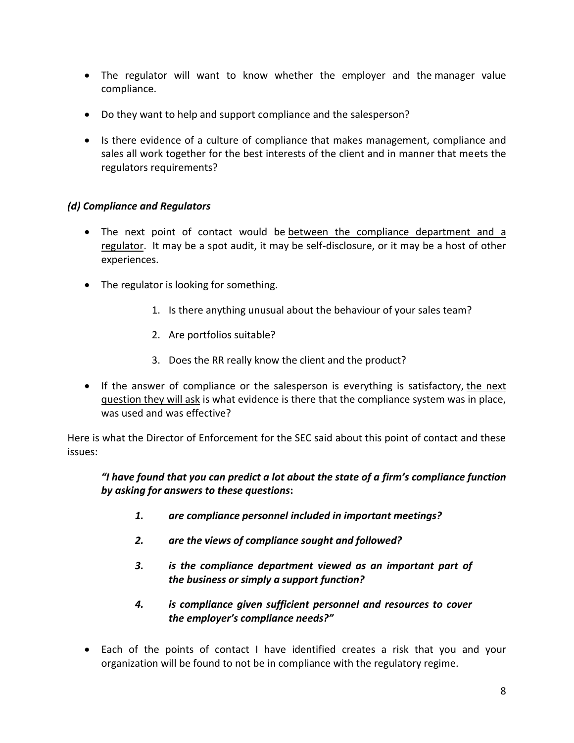- The regulator will want to know whether the employer and the manager value compliance.
- Do they want to help and support compliance and the salesperson?
- Is there evidence of a culture of compliance that makes management, compliance and sales all work together for the best interests of the client and in manner that meets the regulators requirements?

### *(d) Compliance and Regulators*

- The next point of contact would be <u>between the compliance department and a regulator</u>. It may be a spot audit, it may be self-disclosure, or it may be a host of other experiences.
- The regulator is looking for something.

    1. Is there anything unusual about the behaviour of your sales team?
    2. Are portfolios suitable?
    3. Does the RR really know the client and the product?

- If the answer of compliance or the salesperson is everything is satisfactory, <u>the next question they will ask</u> is what evidence is there that the compliance system was in place, was used and was effective?

Here is what the Director of Enforcement for the SEC said about this point of contact and these issues:

> ***"I have found that you can predict a lot about the state of a firm's compliance function by asking for answers to these questions*:**
>
> 1. ***are compliance personnel included in important meetings?***
> 2. ***are the views of compliance sought and followed?***
> 3. ***is the compliance department viewed as an important part of the business or simply a support function?***
> 4. ***is compliance given sufficient personnel and resources to cover the employer's compliance needs?"***

- Each of the points of contact I have identified creates a risk that you and your organization will be found to not be in compliance with the regulatory regime.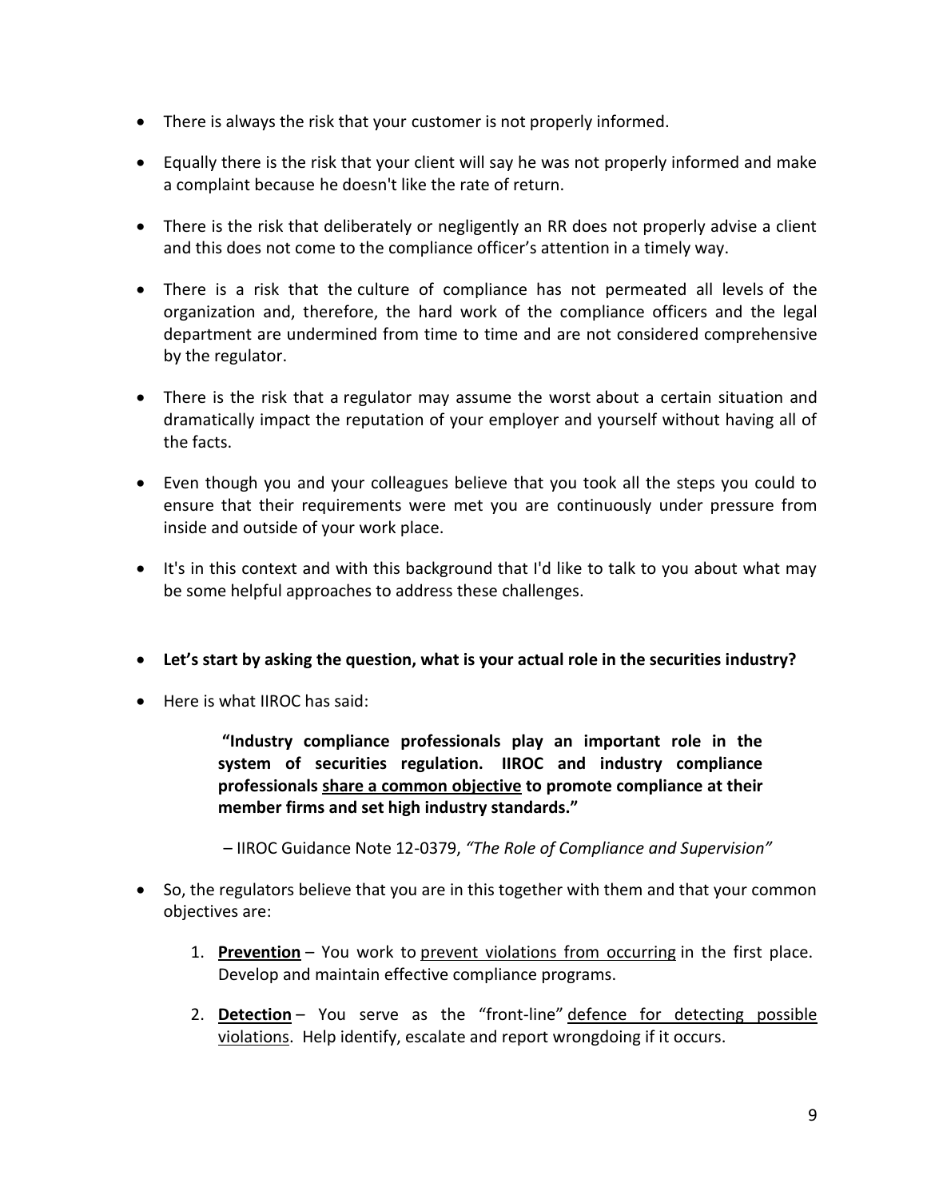- There is always the risk that your customer is not properly informed.
- Equally there is the risk that your client will say he was not properly informed and make a complaint because he doesn't like the rate of return.
- There is the risk that deliberately or negligently an RR does not properly advise a client and this does not come to the compliance officer's attention in a timely way.
- There is a risk that the culture of compliance has not permeated all levels of the organization and, therefore, the hard work of the compliance officers and the legal department are undermined from time to time and are not considered comprehensive by the regulator.
- There is the risk that a regulator may assume the worst about a certain situation and dramatically impact the reputation of your employer and yourself without having all of the facts.
- Even though you and your colleagues believe that you took all the steps you could to ensure that their requirements were met you are continuously under pressure from inside and outside of your work place.
- It's in this context and with this background that I'd like to talk to you about what may be some helpful approaches to address these challenges.
- **Let's start by asking the question, what is your actual role in the securities industry?**
- Here is what IIROC has said:

> **"Industry compliance professionals play an important role in the system of securities regulation. IIROC and industry compliance professionals <u>share a common objective</u> to promote compliance at their member firms and set high industry standards."**
>
> – IIROC Guidance Note 12-0379, *"The Role of Compliance and Supervision"*

- So, the regulators believe that you are in this together with them and that your common objectives are:
    1. **<u>Prevention</u>** – You work to <u>prevent violations from occurring</u> in the first place. Develop and maintain effective compliance programs.
    2. **<u>Detection</u>** – You serve as the "front-line" <u>defence for detecting possible violations</u>. Help identify, escalate and report wrongdoing if it occurs.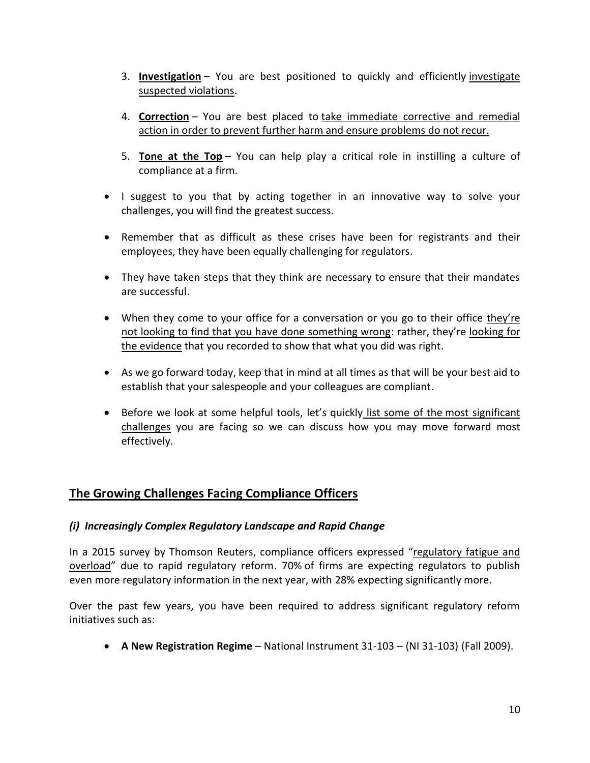3. **Investigation** – You are best positioned to quickly and efficiently investigate suspected violations.

4. **Correction** – You are best placed to take immediate corrective and remedial action in order to prevent further harm and ensure problems do not recur.

5. **Tone at the Top** – You can help play a critical role in instilling a culture of compliance at a firm.

- I suggest to you that by acting together in an innovative way to solve your challenges, you will find the greatest success.

- Remember that as difficult as these crises have been for registrants and their employees, they have been equally challenging for regulators.

- They have taken steps that they think are necessary to ensure that their mandates are successful.

- When they come to your office for a conversation or you go to their office they're not looking to find that you have done something wrong: rather, they're looking for the evidence that you recorded to show that what you did was right.

- As we go forward today, keep that in mind at all times as that will be your best aid to establish that your salespeople and your colleagues are compliant.

- Before we look at some helpful tools, let's quickly list some of the most significant challenges you are facing so we can discuss how you may move forward most effectively.

## The Growing Challenges Facing Compliance Officers

### *(i) Increasingly Complex Regulatory Landscape and Rapid Change*

In a 2015 survey by Thomson Reuters, compliance officers expressed "regulatory fatigue and overload" due to rapid regulatory reform. 70% of firms are expecting regulators to publish even more regulatory information in the next year, with 28% expecting significantly more.

Over the past few years, you have been required to address significant regulatory reform initiatives such as:

- **A New Registration Regime** – National Instrument 31-103 – (NI 31-103) (Fall 2009).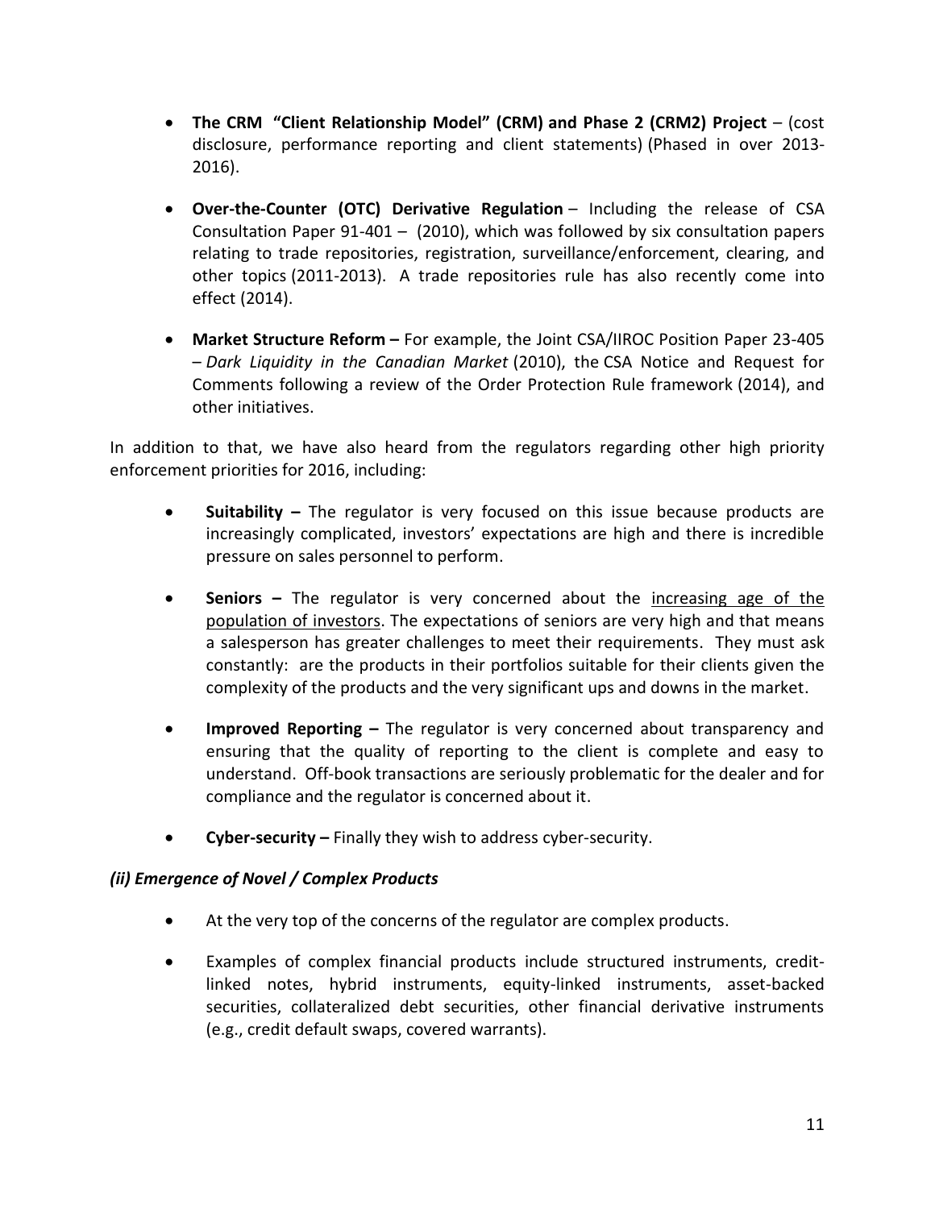- **The CRM "Client Relationship Model" (CRM) and Phase 2 (CRM2) Project** – (cost disclosure, performance reporting and client statements) (Phased in over 2013-2016).

- **Over-the-Counter (OTC) Derivative Regulation** – Including the release of CSA Consultation Paper 91-401 – (2010), which was followed by six consultation papers relating to trade repositories, registration, surveillance/enforcement, clearing, and other topics (2011-2013). A trade repositories rule has also recently come into effect (2014).

- **Market Structure Reform –** For example, the Joint CSA/IIROC Position Paper 23-405 – *Dark Liquidity in the Canadian Market* (2010), the CSA Notice and Request for Comments following a review of the Order Protection Rule framework (2014), and other initiatives.

In addition to that, we have also heard from the regulators regarding other high priority enforcement priorities for 2016, including:

- **Suitability –** The regulator is very focused on this issue because products are increasingly complicated, investors' expectations are high and there is incredible pressure on sales personnel to perform.

- **Seniors –** The regulator is very concerned about the <u>increasing age of the population of investors</u>. The expectations of seniors are very high and that means a salesperson has greater challenges to meet their requirements. They must ask constantly: are the products in their portfolios suitable for their clients given the complexity of the products and the very significant ups and downs in the market.

- **Improved Reporting –** The regulator is very concerned about transparency and ensuring that the quality of reporting to the client is complete and easy to understand. Off-book transactions are seriously problematic for the dealer and for compliance and the regulator is concerned about it.

- **Cyber-security –** Finally they wish to address cyber-security.

### *(ii) Emergence of Novel / Complex Products*

- At the very top of the concerns of the regulator are complex products.

- Examples of complex financial products include structured instruments, credit-linked notes, hybrid instruments, equity-linked instruments, asset-backed securities, collateralized debt securities, other financial derivative instruments (e.g., credit default swaps, covered warrants).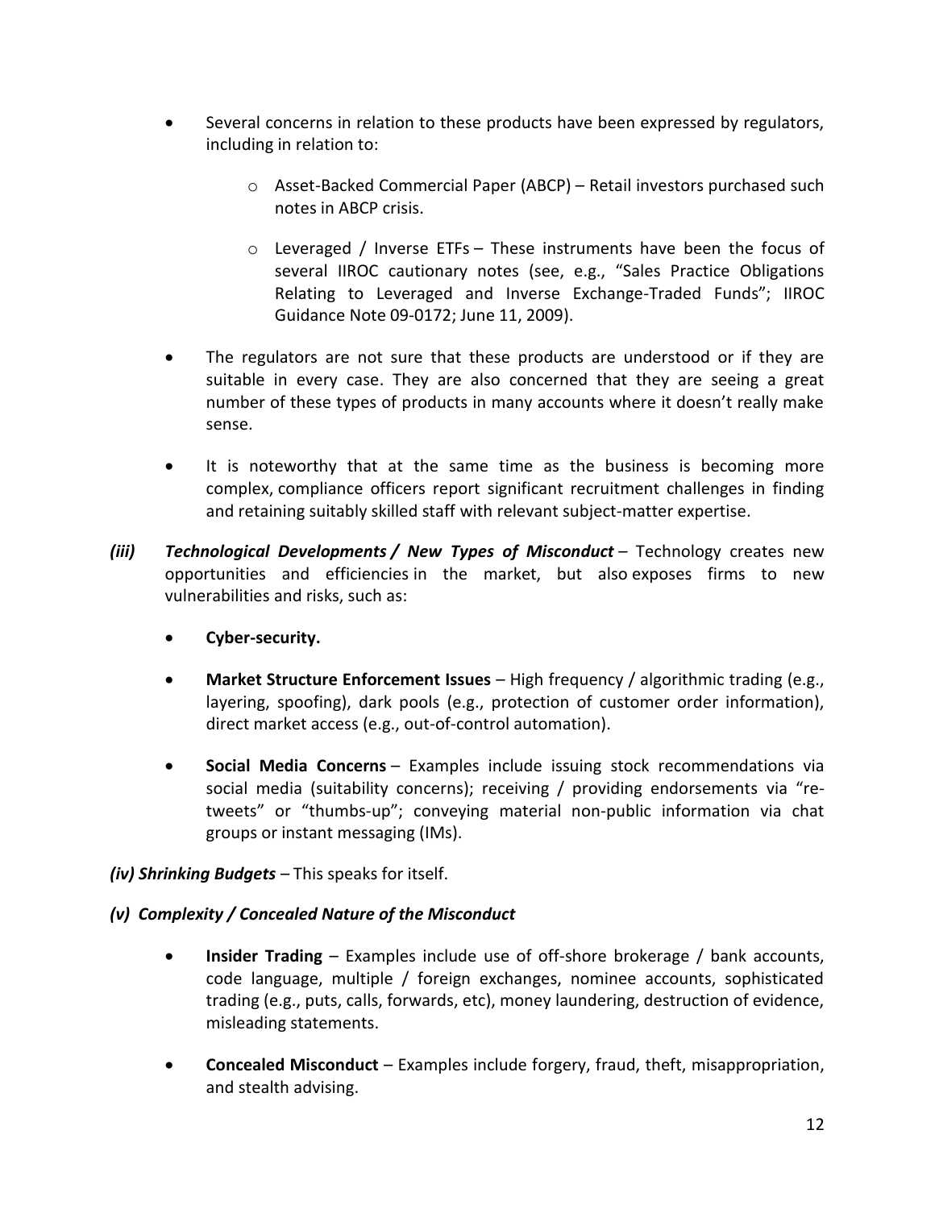- Several concerns in relation to these products have been expressed by regulators, including in relation to:
    - Asset-Backed Commercial Paper (ABCP) – Retail investors purchased such notes in ABCP crisis.
    - Leveraged / Inverse ETFs – These instruments have been the focus of several IIROC cautionary notes (see, e.g., "Sales Practice Obligations Relating to Leveraged and Inverse Exchange-Traded Funds"; IIROC Guidance Note 09-0172; June 11, 2009).
- The regulators are not sure that these products are understood or if they are suitable in every case. They are also concerned that they are seeing a great number of these types of products in many accounts where it doesn't really make sense.
- It is noteworthy that at the same time as the business is becoming more complex, compliance officers report significant recruitment challenges in finding and retaining suitably skilled staff with relevant subject-matter expertise.

***(iii) Technological Developments / New Types of Misconduct*** – Technology creates new opportunities and efficiencies in the market, but also exposes firms to new vulnerabilities and risks, such as:

- **Cyber-security.**
- **Market Structure Enforcement Issues** – High frequency / algorithmic trading (e.g., layering, spoofing), dark pools (e.g., protection of customer order information), direct market access (e.g., out-of-control automation).
- **Social Media Concerns** – Examples include issuing stock recommendations via social media (suitability concerns); receiving / providing endorsements via "re-tweets" or "thumbs-up"; conveying material non-public information via chat groups or instant messaging (IMs).

***(iv) Shrinking Budgets*** – This speaks for itself.

***(v) Complexity / Concealed Nature of the Misconduct***

- **Insider Trading** – Examples include use of off-shore brokerage / bank accounts, code language, multiple / foreign exchanges, nominee accounts, sophisticated trading (e.g., puts, calls, forwards, etc), money laundering, destruction of evidence, misleading statements.
- **Concealed Misconduct** – Examples include forgery, fraud, theft, misappropriation, and stealth advising.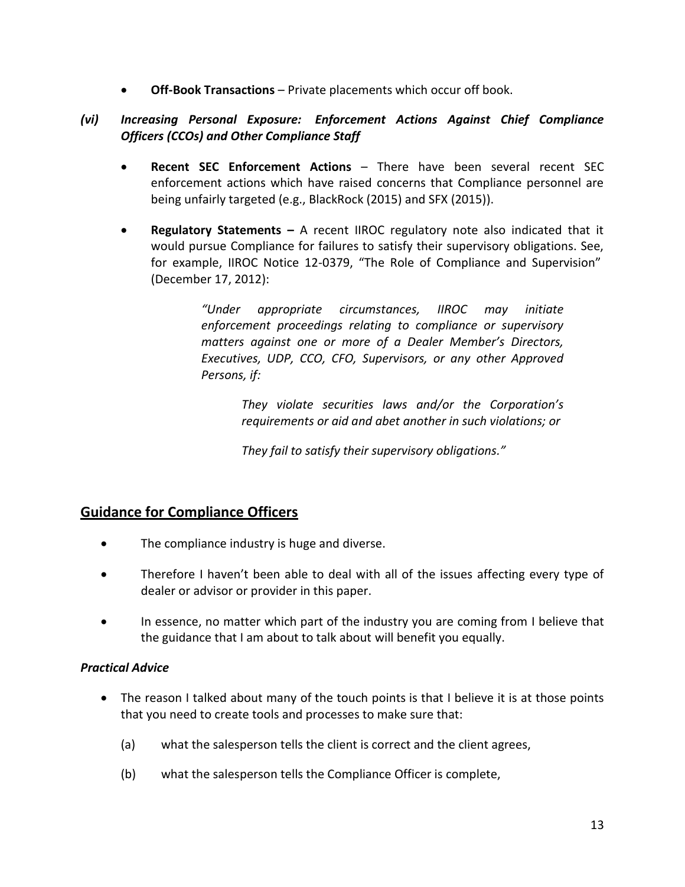- **Off-Book Transactions** – Private placements which occur off book.

### *(vi) Increasing Personal Exposure: Enforcement Actions Against Chief Compliance Officers (CCOs) and Other Compliance Staff*

- **Recent SEC Enforcement Actions** – There have been several recent SEC enforcement actions which have raised concerns that Compliance personnel are being unfairly targeted (e.g., BlackRock (2015) and SFX (2015)).

- **Regulatory Statements –** A recent IIROC regulatory note also indicated that it would pursue Compliance for failures to satisfy their supervisory obligations. See, for example, IIROC Notice 12-0379, "The Role of Compliance and Supervision" (December 17, 2012):

  > *"Under appropriate circumstances, IIROC may initiate enforcement proceedings relating to compliance or supervisory matters against one or more of a Dealer Member's Directors, Executives, UDP, CCO, CFO, Supervisors, or any other Approved Persons, if:*
  >
  > > *They violate securities laws and/or the Corporation's requirements or aid and abet another in such violations; or*
  > >
  > > *They fail to satisfy their supervisory obligations."*

## Guidance for Compliance Officers

- The compliance industry is huge and diverse.

- Therefore I haven't been able to deal with all of the issues affecting every type of dealer or advisor or provider in this paper.

- In essence, no matter which part of the industry you are coming from I believe that the guidance that I am about to talk about will benefit you equally.

### *Practical Advice*

- The reason I talked about many of the touch points is that I believe it is at those points that you need to create tools and processes to make sure that:

  (a) what the salesperson tells the client is correct and the client agrees,

  (b) what the salesperson tells the Compliance Officer is complete,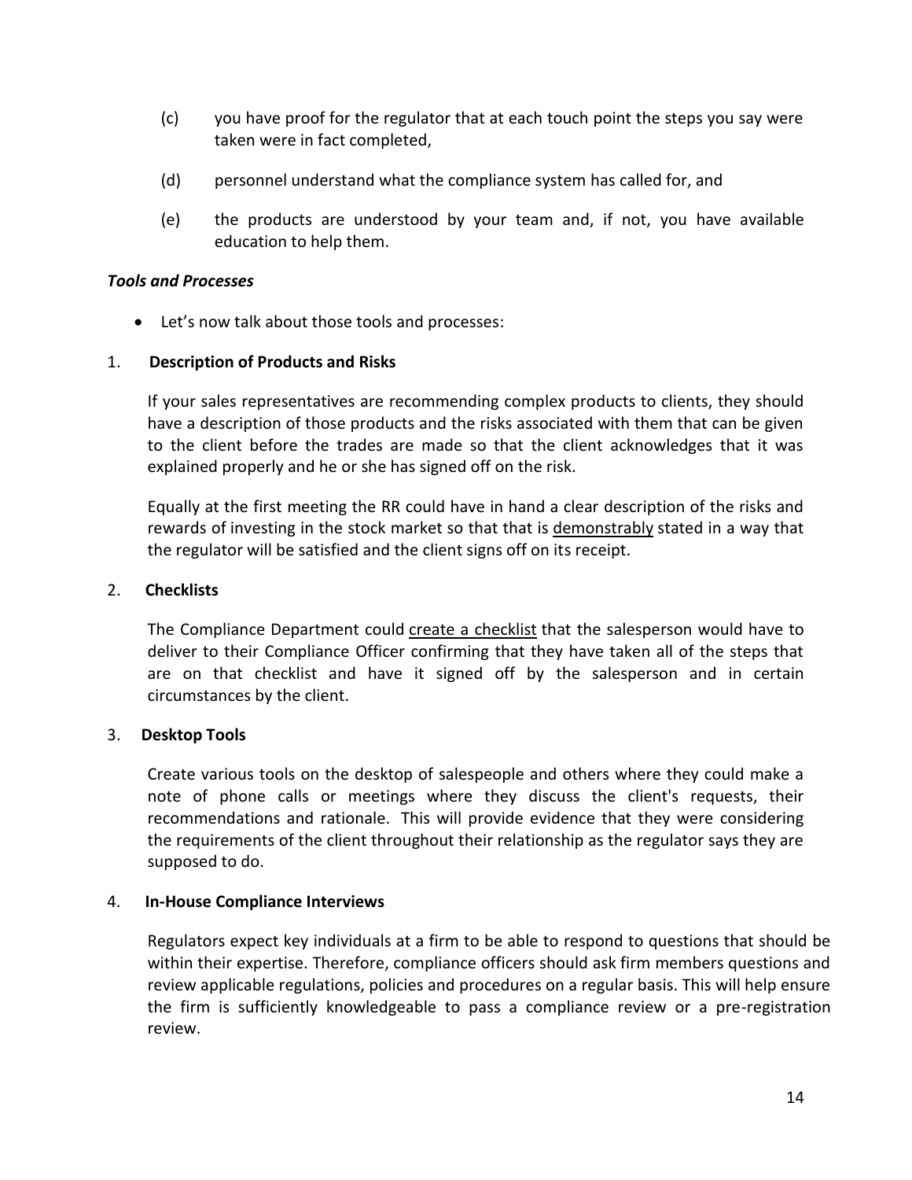(c) you have proof for the regulator that at each touch point the steps you say were taken were in fact completed,

(d) personnel understand what the compliance system has called for, and

(e) the products are understood by your team and, if not, you have available education to help them.

***Tools and Processes***

- Let's now talk about those tools and processes:

1. **Description of Products and Risks**

If your sales representatives are recommending complex products to clients, they should have a description of those products and the risks associated with them that can be given to the client before the trades are made so that the client acknowledges that it was explained properly and he or she has signed off on the risk.

Equally at the first meeting the RR could have in hand a clear description of the risks and rewards of investing in the stock market so that that is <u>demonstrably</u> stated in a way that the regulator will be satisfied and the client signs off on its receipt.

2. **Checklists**

The Compliance Department could <u>create a checklist</u> that the salesperson would have to deliver to their Compliance Officer confirming that they have taken all of the steps that are on that checklist and have it signed off by the salesperson and in certain circumstances by the client.

3. **Desktop Tools**

Create various tools on the desktop of salespeople and others where they could make a note of phone calls or meetings where they discuss the client's requests, their recommendations and rationale. This will provide evidence that they were considering the requirements of the client throughout their relationship as the regulator says they are supposed to do.

4. **In-House Compliance Interviews**

Regulators expect key individuals at a firm to be able to respond to questions that should be within their expertise. Therefore, compliance officers should ask firm members questions and review applicable regulations, policies and procedures on a regular basis. This will help ensure the firm is sufficiently knowledgeable to pass a compliance review or a pre-registration review.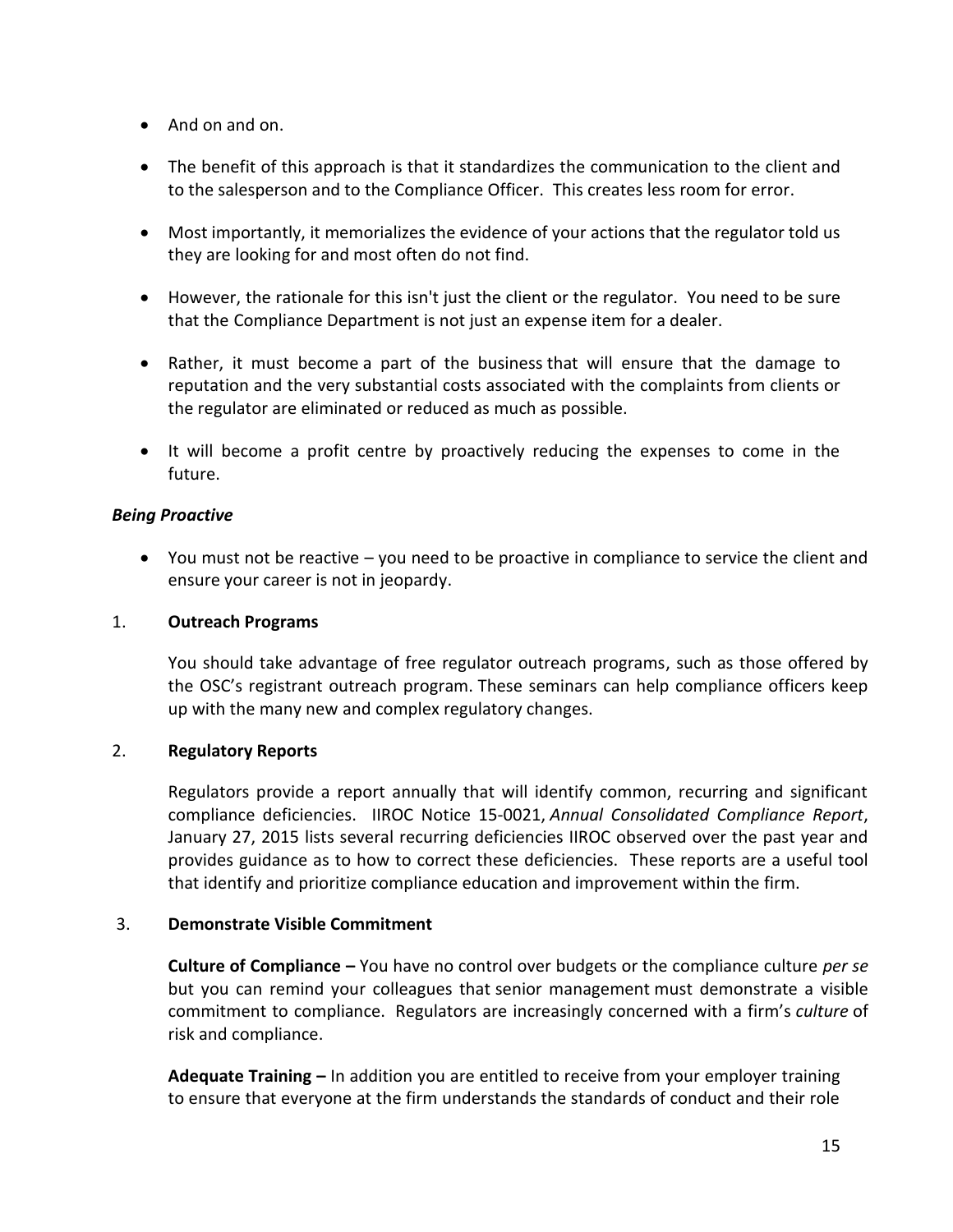- And on and on.
- The benefit of this approach is that it standardizes the communication to the client and to the salesperson and to the Compliance Officer. This creates less room for error.
- Most importantly, it memorializes the evidence of your actions that the regulator told us they are looking for and most often do not find.
- However, the rationale for this isn't just the client or the regulator. You need to be sure that the Compliance Department is not just an expense item for a dealer.
- Rather, it must become a part of the business that will ensure that the damage to reputation and the very substantial costs associated with the complaints from clients or the regulator are eliminated or reduced as much as possible.
- It will become a profit centre by proactively reducing the expenses to come in the future.

***Being Proactive***

- You must not be reactive – you need to be proactive in compliance to service the client and ensure your career is not in jeopardy.

1. **Outreach Programs**

   You should take advantage of free regulator outreach programs, such as those offered by the OSC's registrant outreach program. These seminars can help compliance officers keep up with the many new and complex regulatory changes.

2. **Regulatory Reports**

   Regulators provide a report annually that will identify common, recurring and significant compliance deficiencies. IIROC Notice 15-0021, *Annual Consolidated Compliance Report*, January 27, 2015 lists several recurring deficiencies IIROC observed over the past year and provides guidance as to how to correct these deficiencies. These reports are a useful tool that identify and prioritize compliance education and improvement within the firm.

3. **Demonstrate Visible Commitment**

   **Culture of Compliance –** You have no control over budgets or the compliance culture *per se* but you can remind your colleagues that senior management must demonstrate a visible commitment to compliance. Regulators are increasingly concerned with a firm's *culture* of risk and compliance.

   **Adequate Training –** In addition you are entitled to receive from your employer training to ensure that everyone at the firm understands the standards of conduct and their role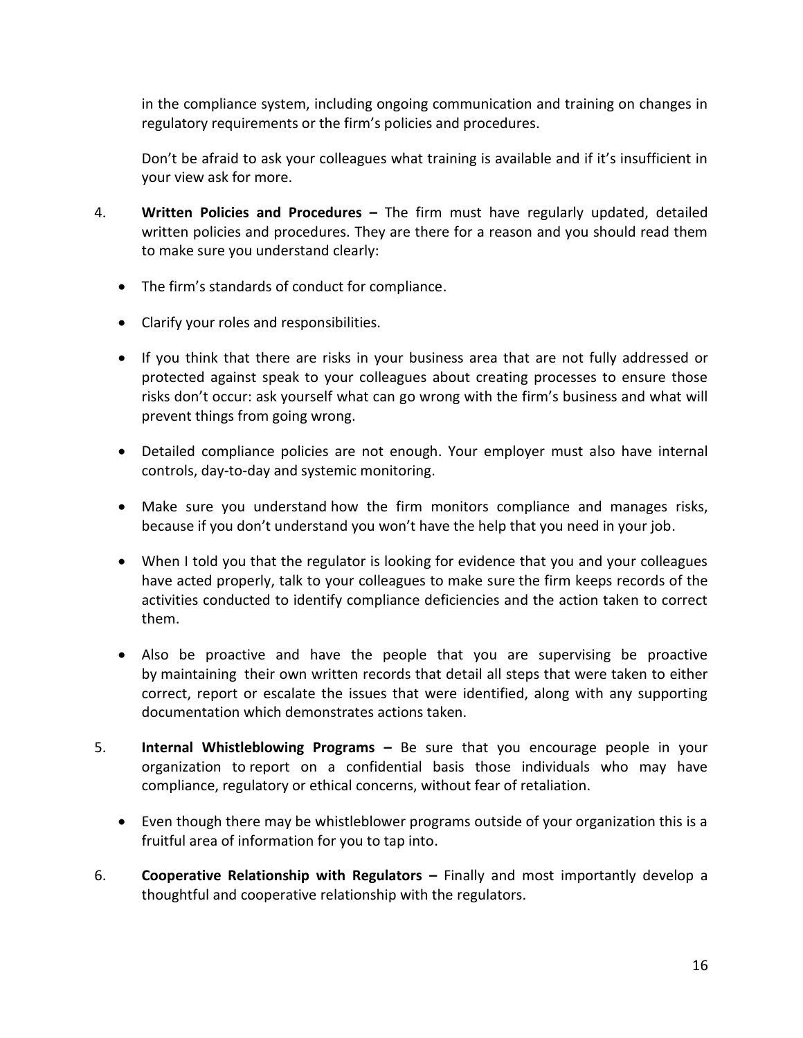in the compliance system, including ongoing communication and training on changes in regulatory requirements or the firm's policies and procedures.

Don't be afraid to ask your colleagues what training is available and if it's insufficient in your view ask for more.

4. **Written Policies and Procedures –** The firm must have regularly updated, detailed written policies and procedures. They are there for a reason and you should read them to make sure you understand clearly:

   - The firm's standards of conduct for compliance.
   - Clarify your roles and responsibilities.
   - If you think that there are risks in your business area that are not fully addressed or protected against speak to your colleagues about creating processes to ensure those risks don't occur: ask yourself what can go wrong with the firm's business and what will prevent things from going wrong.
   - Detailed compliance policies are not enough. Your employer must also have internal controls, day-to-day and systemic monitoring.
   - Make sure you understand how the firm monitors compliance and manages risks, because if you don't understand you won't have the help that you need in your job.
   - When I told you that the regulator is looking for evidence that you and your colleagues have acted properly, talk to your colleagues to make sure the firm keeps records of the activities conducted to identify compliance deficiencies and the action taken to correct them.
   - Also be proactive and have the people that you are supervising be proactive by maintaining their own written records that detail all steps that were taken to either correct, report or escalate the issues that were identified, along with any supporting documentation which demonstrates actions taken.

5. **Internal Whistleblowing Programs –** Be sure that you encourage people in your organization to report on a confidential basis those individuals who may have compliance, regulatory or ethical concerns, without fear of retaliation.

   - Even though there may be whistleblower programs outside of your organization this is a fruitful area of information for you to tap into.

6. **Cooperative Relationship with Regulators –** Finally and most importantly develop a thoughtful and cooperative relationship with the regulators.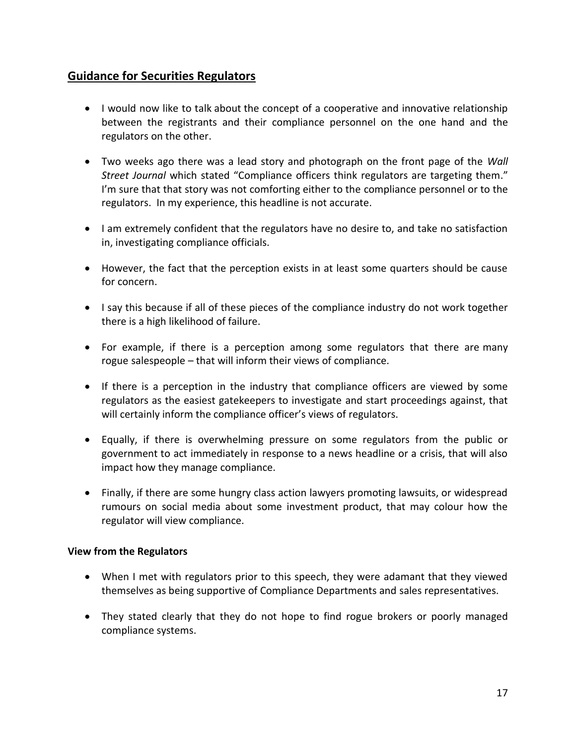## Guidance for Securities Regulators

- I would now like to talk about the concept of a cooperative and innovative relationship between the registrants and their compliance personnel on the one hand and the regulators on the other.
- Two weeks ago there was a lead story and photograph on the front page of the *Wall Street Journal* which stated "Compliance officers think regulators are targeting them." I'm sure that that story was not comforting either to the compliance personnel or to the regulators. In my experience, this headline is not accurate.
- I am extremely confident that the regulators have no desire to, and take no satisfaction in, investigating compliance officials.
- However, the fact that the perception exists in at least some quarters should be cause for concern.
- I say this because if all of these pieces of the compliance industry do not work together there is a high likelihood of failure.
- For example, if there is a perception among some regulators that there are many rogue salespeople – that will inform their views of compliance.
- If there is a perception in the industry that compliance officers are viewed by some regulators as the easiest gatekeepers to investigate and start proceedings against, that will certainly inform the compliance officer's views of regulators.
- Equally, if there is overwhelming pressure on some regulators from the public or government to act immediately in response to a news headline or a crisis, that will also impact how they manage compliance.
- Finally, if there are some hungry class action lawyers promoting lawsuits, or widespread rumours on social media about some investment product, that may colour how the regulator will view compliance.

**View from the Regulators**

- When I met with regulators prior to this speech, they were adamant that they viewed themselves as being supportive of Compliance Departments and sales representatives.
- They stated clearly that they do not hope to find rogue brokers or poorly managed compliance systems.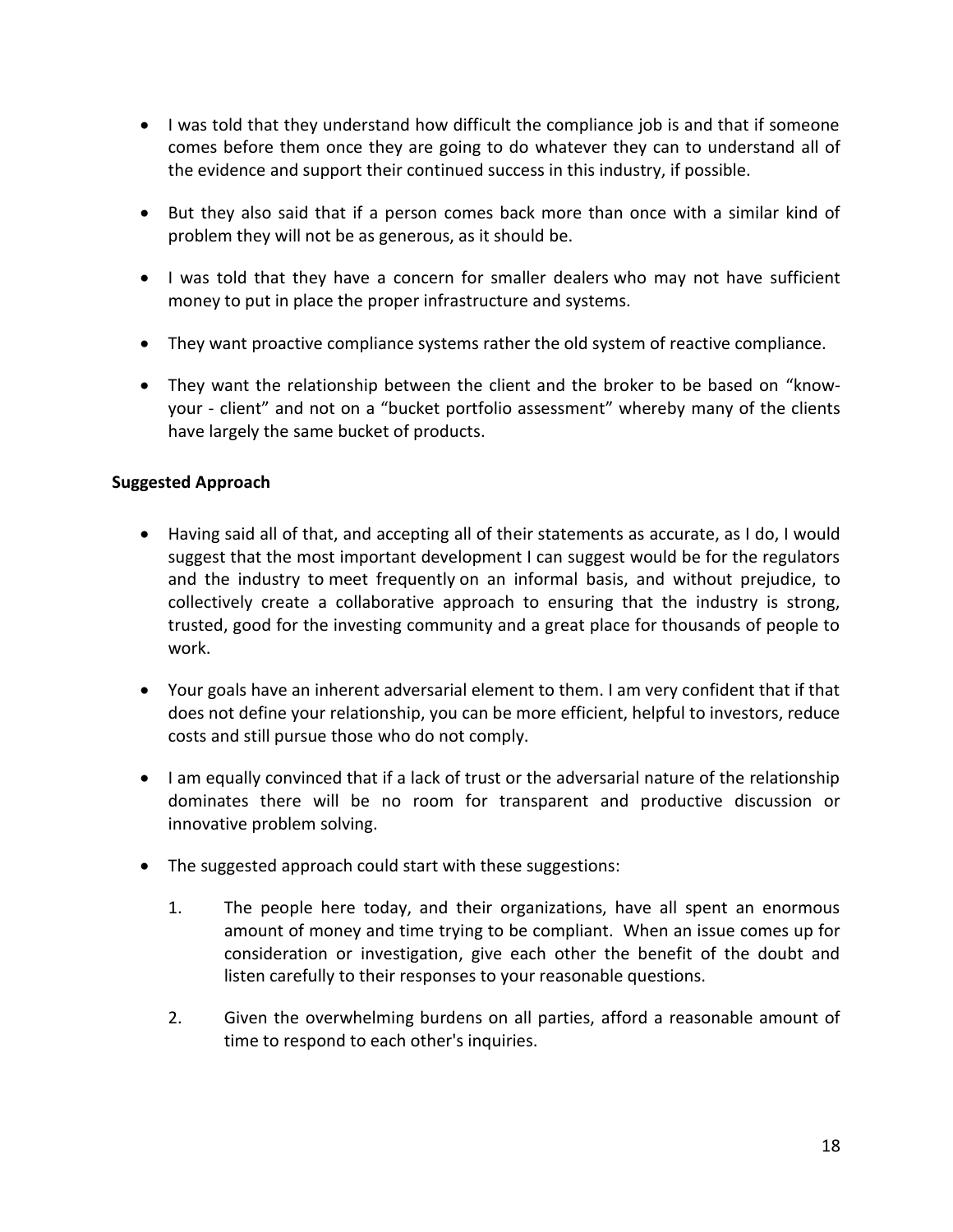- I was told that they understand how difficult the compliance job is and that if someone comes before them once they are going to do whatever they can to understand all of the evidence and support their continued success in this industry, if possible.
- But they also said that if a person comes back more than once with a similar kind of problem they will not be as generous, as it should be.
- I was told that they have a concern for smaller dealers who may not have sufficient money to put in place the proper infrastructure and systems.
- They want proactive compliance systems rather the old system of reactive compliance.
- They want the relationship between the client and the broker to be based on "know-your - client" and not on a "bucket portfolio assessment" whereby many of the clients have largely the same bucket of products.

**Suggested Approach**

- Having said all of that, and accepting all of their statements as accurate, as I do, I would suggest that the most important development I can suggest would be for the regulators and the industry to meet frequently on an informal basis, and without prejudice, to collectively create a collaborative approach to ensuring that the industry is strong, trusted, good for the investing community and a great place for thousands of people to work.
- Your goals have an inherent adversarial element to them. I am very confident that if that does not define your relationship, you can be more efficient, helpful to investors, reduce costs and still pursue those who do not comply.
- I am equally convinced that if a lack of trust or the adversarial nature of the relationship dominates there will be no room for transparent and productive discussion or innovative problem solving.
- The suggested approach could start with these suggestions:

    1. The people here today, and their organizations, have all spent an enormous amount of money and time trying to be compliant. When an issue comes up for consideration or investigation, give each other the benefit of the doubt and listen carefully to their responses to your reasonable questions.

    2. Given the overwhelming burdens on all parties, afford a reasonable amount of time to respond to each other's inquiries.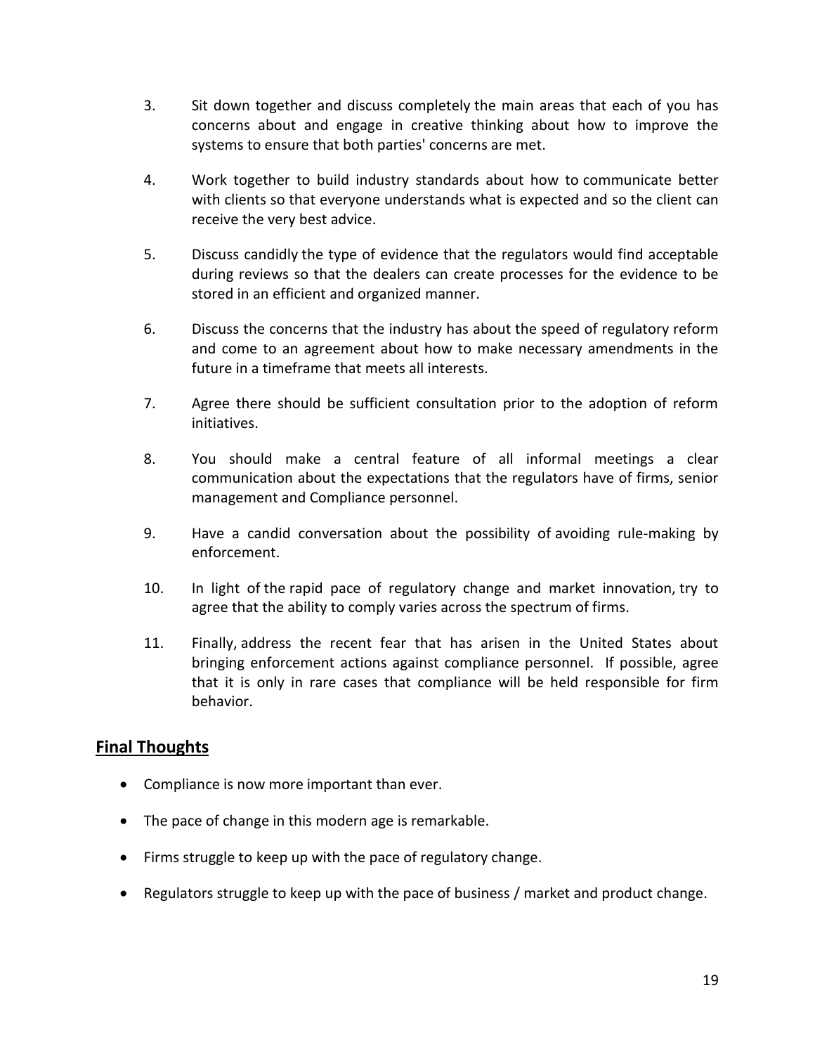3. Sit down together and discuss completely the main areas that each of you has concerns about and engage in creative thinking about how to improve the systems to ensure that both parties' concerns are met.

4. Work together to build industry standards about how to communicate better with clients so that everyone understands what is expected and so the client can receive the very best advice.

5. Discuss candidly the type of evidence that the regulators would find acceptable during reviews so that the dealers can create processes for the evidence to be stored in an efficient and organized manner.

6. Discuss the concerns that the industry has about the speed of regulatory reform and come to an agreement about how to make necessary amendments in the future in a timeframe that meets all interests.

7. Agree there should be sufficient consultation prior to the adoption of reform initiatives.

8. You should make a central feature of all informal meetings a clear communication about the expectations that the regulators have of firms, senior management and Compliance personnel.

9. Have a candid conversation about the possibility of avoiding rule-making by enforcement.

10. In light of the rapid pace of regulatory change and market innovation, try to agree that the ability to comply varies across the spectrum of firms.

11. Finally, address the recent fear that has arisen in the United States about bringing enforcement actions against compliance personnel. If possible, agree that it is only in rare cases that compliance will be held responsible for firm behavior.

## Final Thoughts

- Compliance is now more important than ever.
- The pace of change in this modern age is remarkable.
- Firms struggle to keep up with the pace of regulatory change.
- Regulators struggle to keep up with the pace of business / market and product change.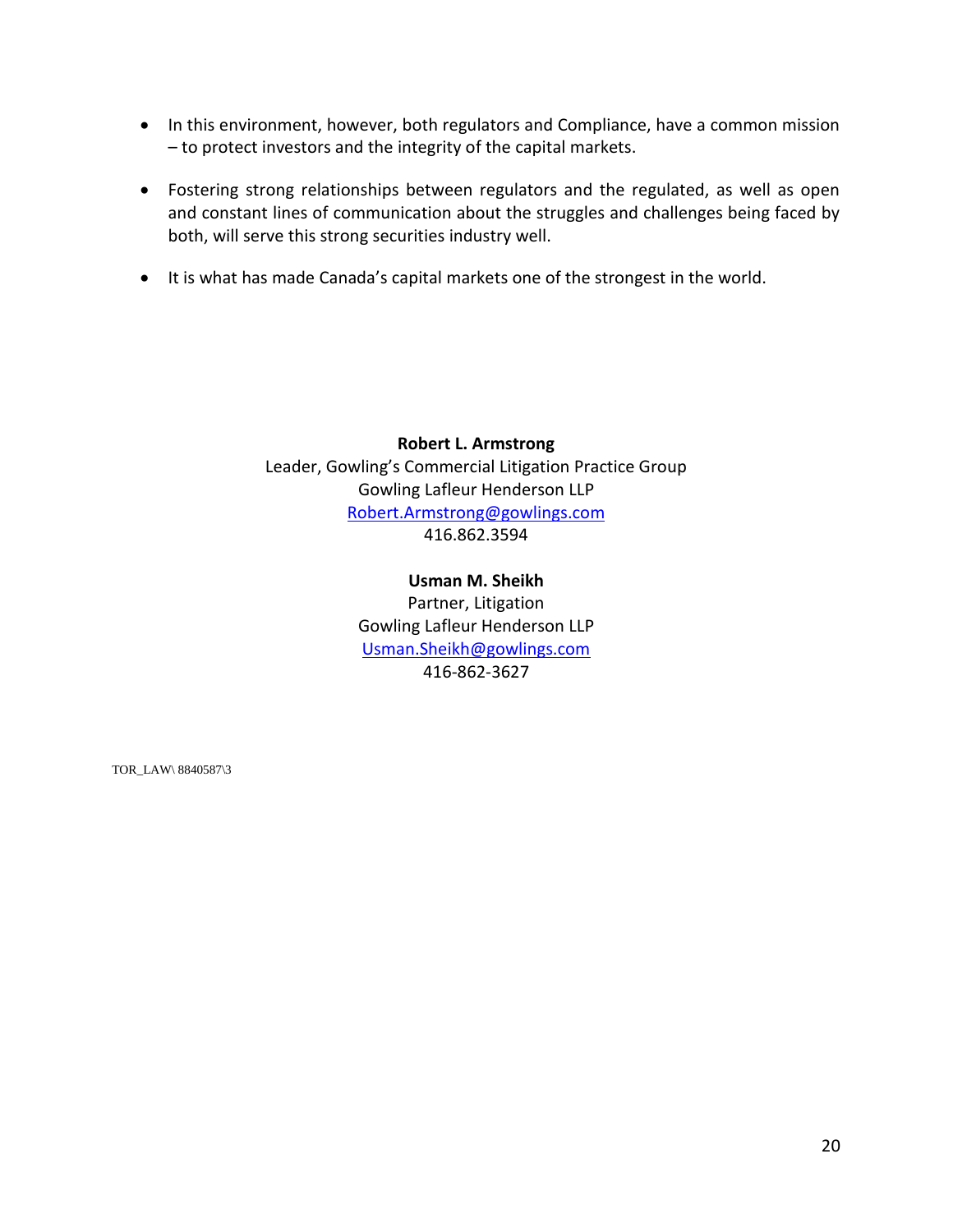- In this environment, however, both regulators and Compliance, have a common mission – to protect investors and the integrity of the capital markets.

- Fostering strong relationships between regulators and the regulated, as well as open and constant lines of communication about the struggles and challenges being faced by both, will serve this strong securities industry well.

- It is what has made Canada's capital markets one of the strongest in the world.

**Robert L. Armstrong**
Leader, Gowling's Commercial Litigation Practice Group
Gowling Lafleur Henderson LLP
Robert.Armstrong@gowlings.com
416.862.3594

**Usman M. Sheikh**
Partner, Litigation
Gowling Lafleur Henderson LLP
Usman.Sheikh@gowlings.com
416-862-3627

TOR_LAW\ 8840587\3